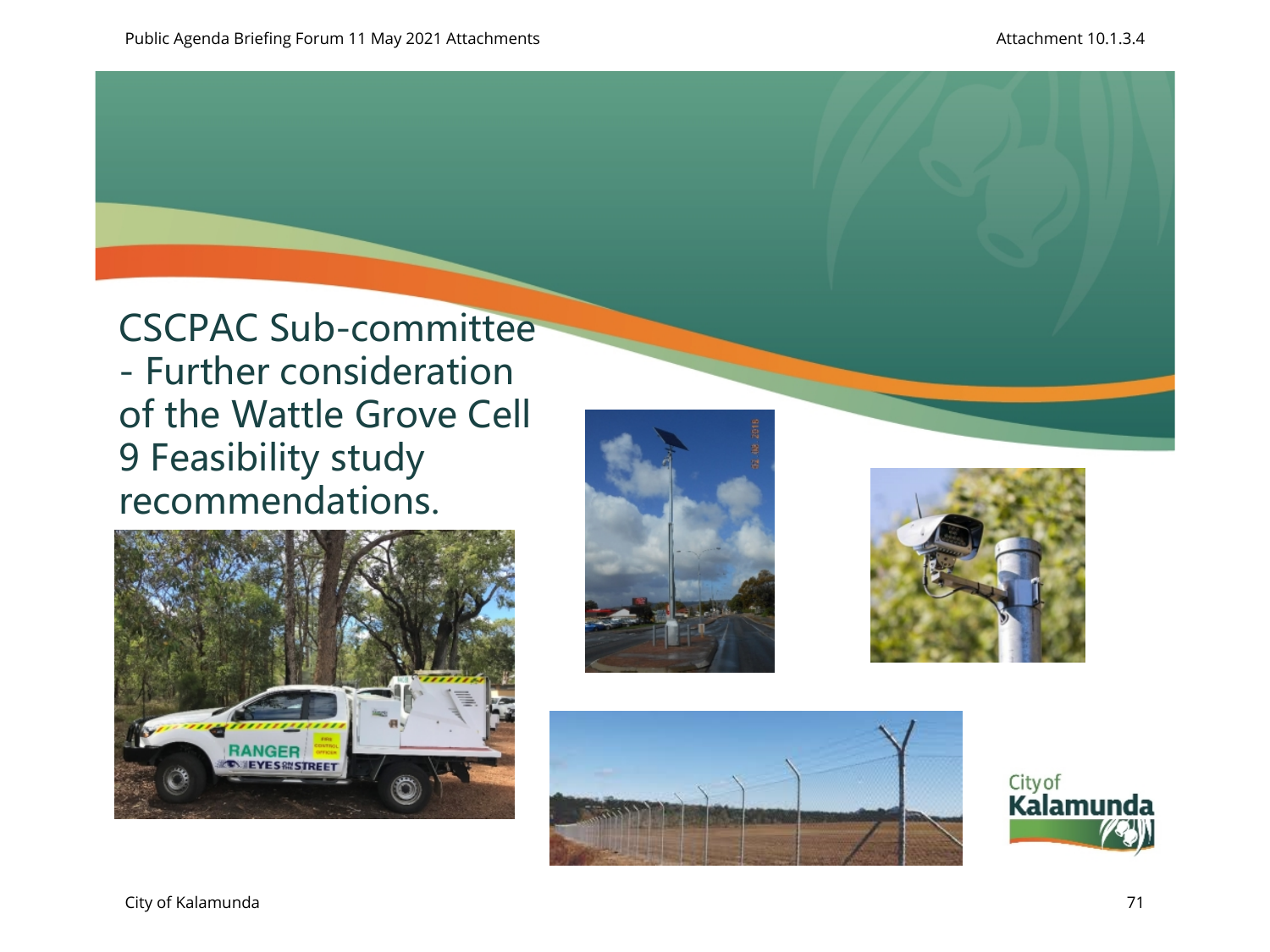# CSCPAC Sub-committee - Further consideration of the Wattle Grove Cell 9 Feasibility study recommendations.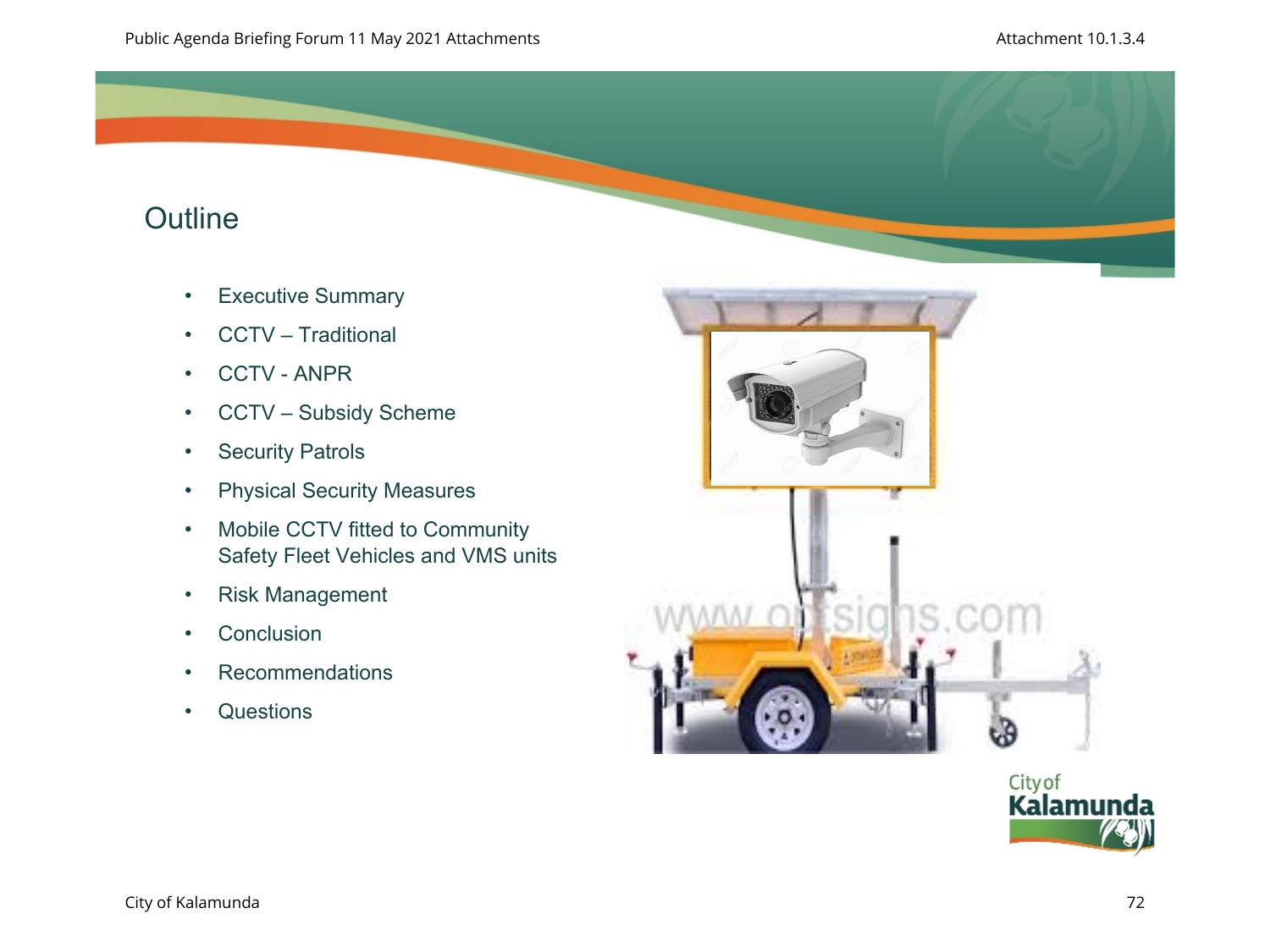# Outline

- Executive Summary
- CCTV – Traditional
- CCTV - ANPR
- CCTV – Subsidy Scheme
- Security Patrols
- Physical Security Measures
- Mobile CCTV fitted to Community Safety Fleet Vehicles and VMS units
- Risk Management
- Conclusion
- Recommendations
- Questions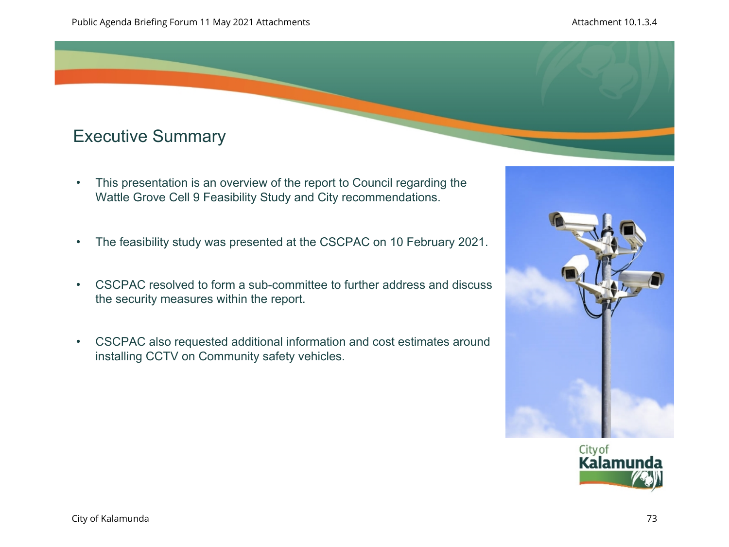# Executive Summary

- This presentation is an overview of the report to Council regarding the Wattle Grove Cell 9 Feasibility Study and City recommendations.
- The feasibility study was presented at the CSCPAC on 10 February 2021.
- CSCPAC resolved to form a sub-committee to further address and discuss the security measures within the report.
- CSCPAC also requested additional information and cost estimates around installing CCTV on Community safety vehicles.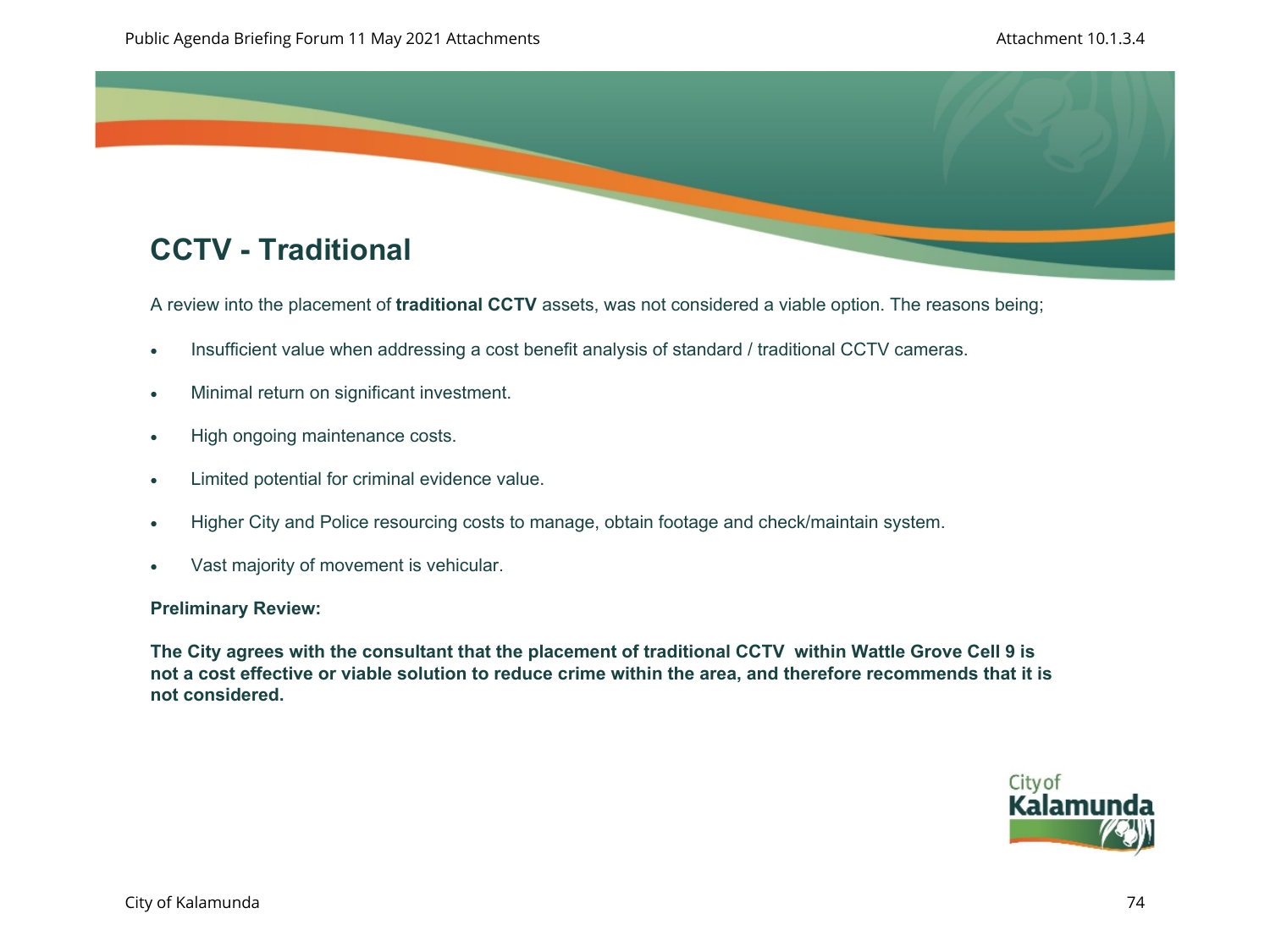# CCTV - Traditional

A review into the placement of **traditional CCTV** assets, was not considered a viable option. The reasons being;

- Insufficient value when addressing a cost benefit analysis of standard / traditional CCTV cameras.
- Minimal return on significant investment.
- High ongoing maintenance costs.
- Limited potential for criminal evidence value.
- Higher City and Police resourcing costs to manage, obtain footage and check/maintain system.
- Vast majority of movement is vehicular.

**Preliminary Review:**

**The City agrees with the consultant that the placement of traditional CCTV within Wattle Grove Cell 9 is not a cost effective or viable solution to reduce crime within the area, and therefore recommends that it is not considered.**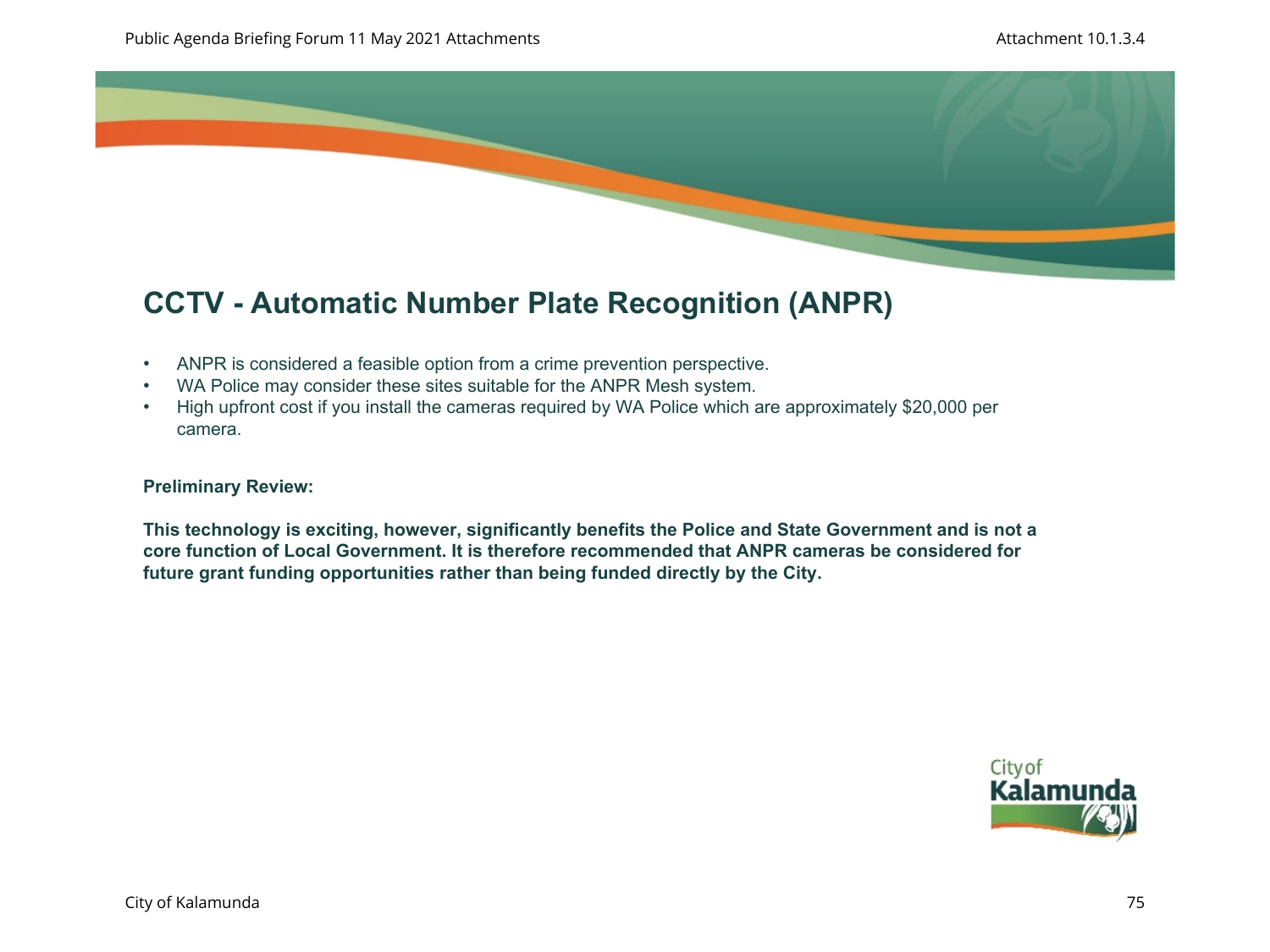# CCTV - Automatic Number Plate Recognition (ANPR)

- ANPR is considered a feasible option from a crime prevention perspective.
- WA Police may consider these sites suitable for the ANPR Mesh system.
- High upfront cost if you install the cameras required by WA Police which are approximately $20,000 per camera.

**Preliminary Review:**

**This technology is exciting, however, significantly benefits the Police and State Government and is not a core function of Local Government. It is therefore recommended that ANPR cameras be considered for future grant funding opportunities rather than being funded directly by the City.**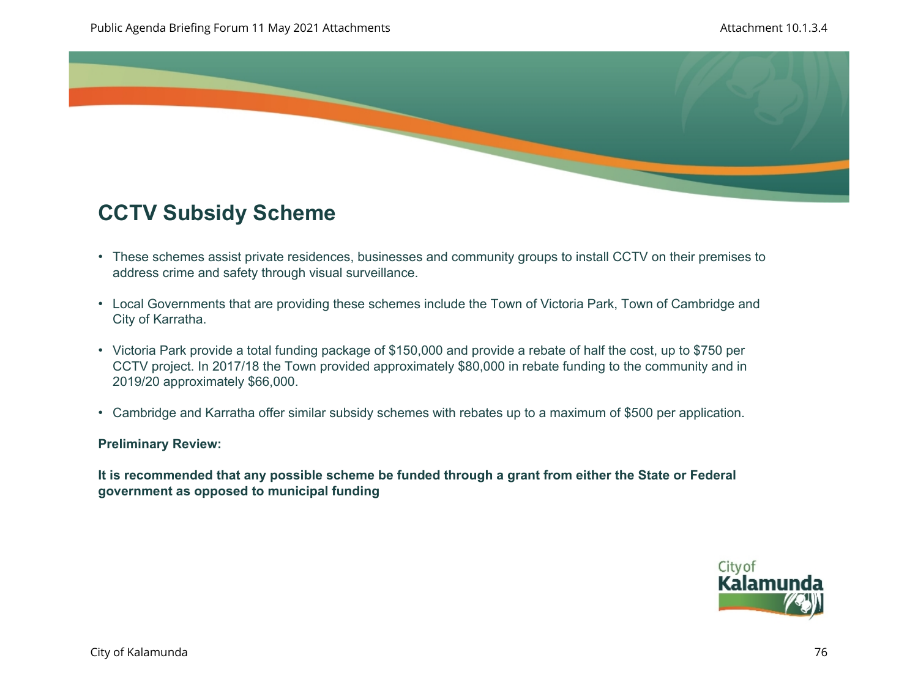# CCTV Subsidy Scheme

- These schemes assist private residences, businesses and community groups to install CCTV on their premises to address crime and safety through visual surveillance.
- Local Governments that are providing these schemes include the Town of Victoria Park, Town of Cambridge and City of Karratha.
- Victoria Park provide a total funding package of $150,000 and provide a rebate of half the cost, up to $750 per CCTV project. In 2017/18 the Town provided approximately $80,000 in rebate funding to the community and in 2019/20 approximately $66,000.
- Cambridge and Karratha offer similar subsidy schemes with rebates up to a maximum of $500 per application.

**Preliminary Review:**

**It is recommended that any possible scheme be funded through a grant from either the State or Federal government as opposed to municipal funding**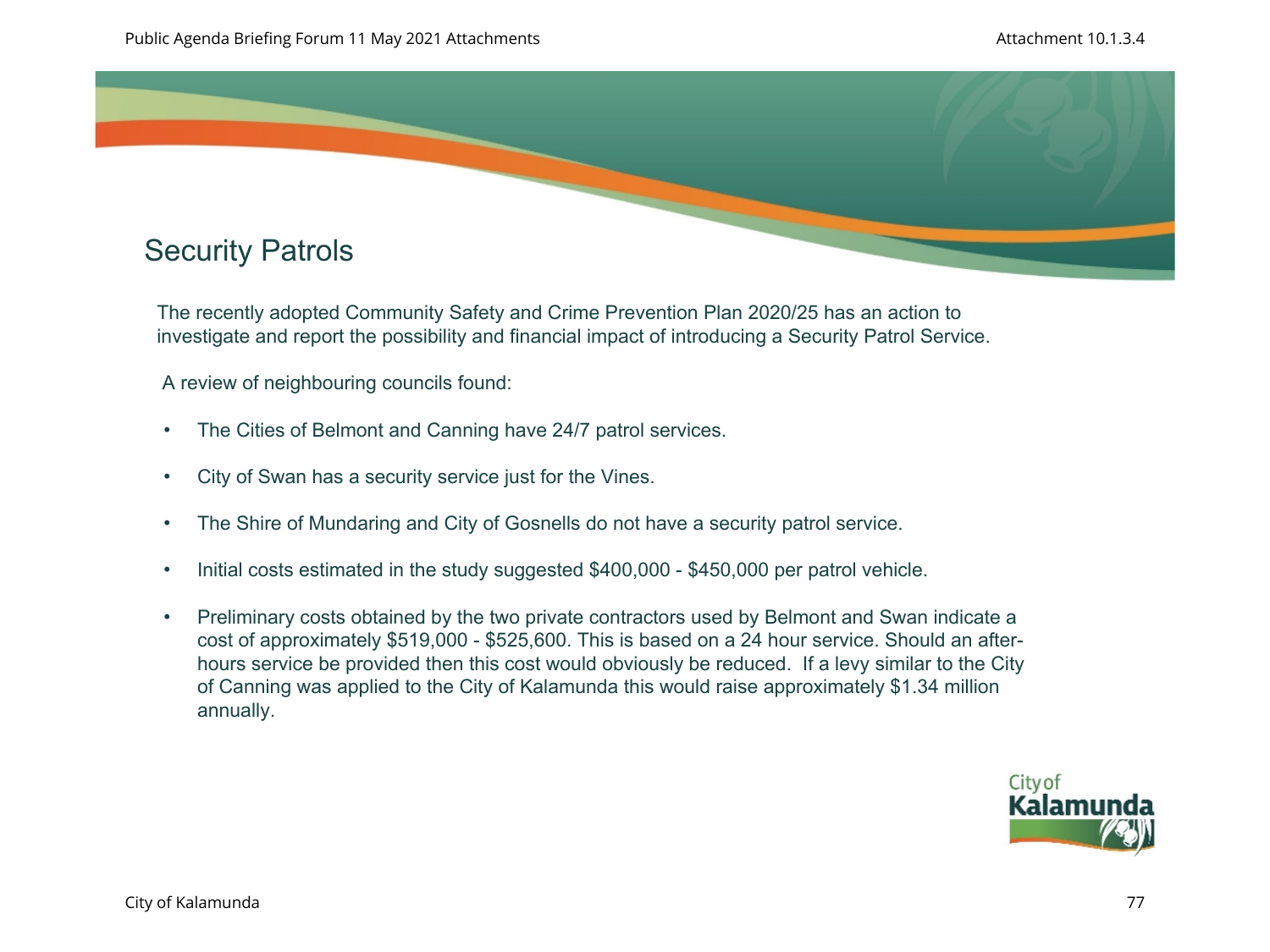# Security Patrols

The recently adopted Community Safety and Crime Prevention Plan 2020/25 has an action to investigate and report the possibility and financial impact of introducing a Security Patrol Service.

A review of neighbouring councils found:

- The Cities of Belmont and Canning have 24/7 patrol services.
- City of Swan has a security service just for the Vines.
- The Shire of Mundaring and City of Gosnells do not have a security patrol service.
- Initial costs estimated in the study suggested $400,000 - $450,000 per patrol vehicle.
- Preliminary costs obtained by the two private contractors used by Belmont and Swan indicate a cost of approximately $519,000 - $525,600. This is based on a 24 hour service. Should an after-hours service be provided then this cost would obviously be reduced. If a levy similar to the City of Canning was applied to the City of Kalamunda this would raise approximately $1.34 million annually.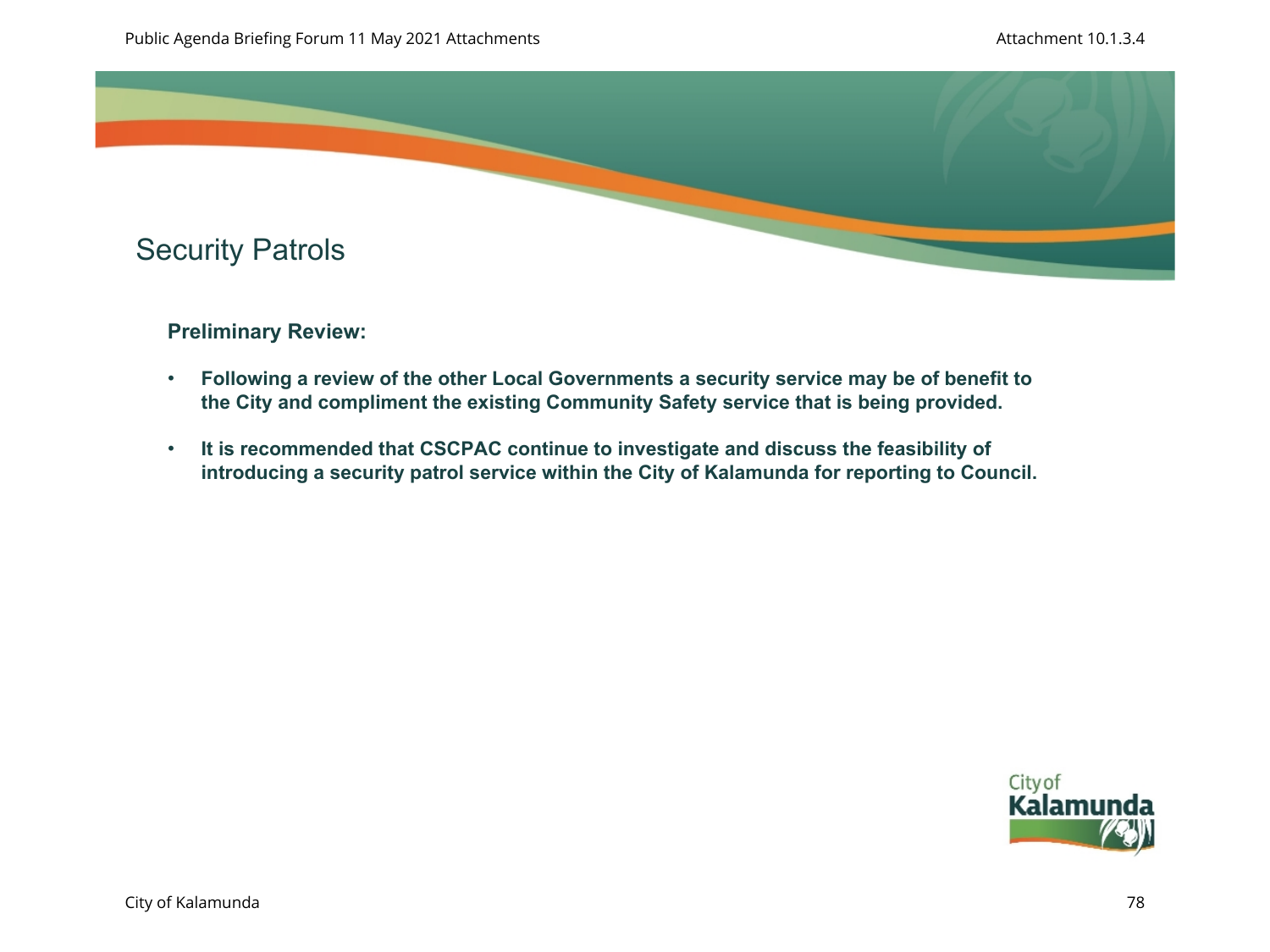# Security Patrols

**Preliminary Review:**

- **Following a review of the other Local Governments a security service may be of benefit to the City and compliment the existing Community Safety service that is being provided.**
- **It is recommended that CSCPAC continue to investigate and discuss the feasibility of introducing a security patrol service within the City of Kalamunda for reporting to Council.**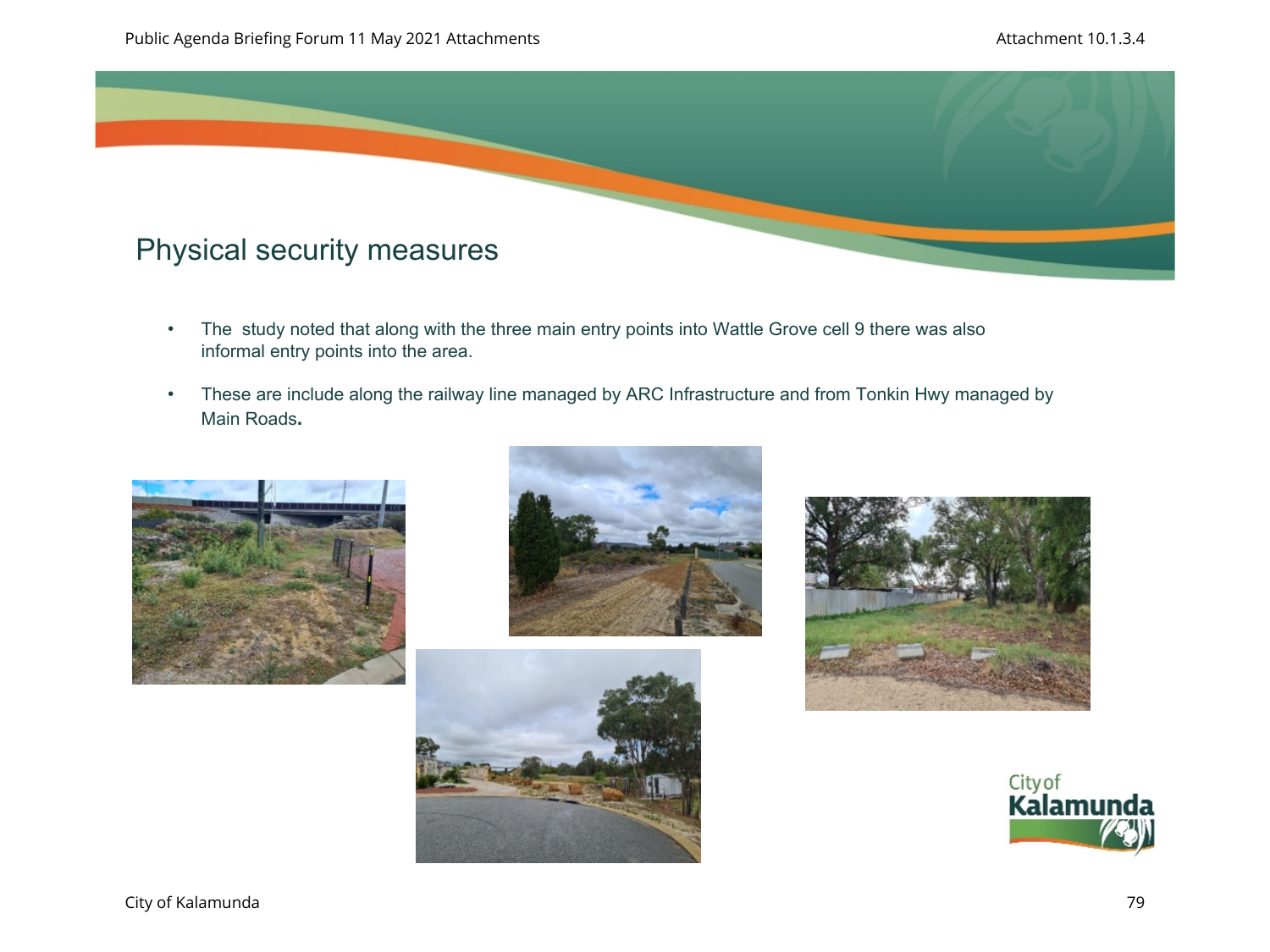## Physical security measures

- The study noted that along with the three main entry points into Wattle Grove cell 9 there was also informal entry points into the area.
- These are include along the railway line managed by ARC Infrastructure and from Tonkin Hwy managed by Main Roads**.**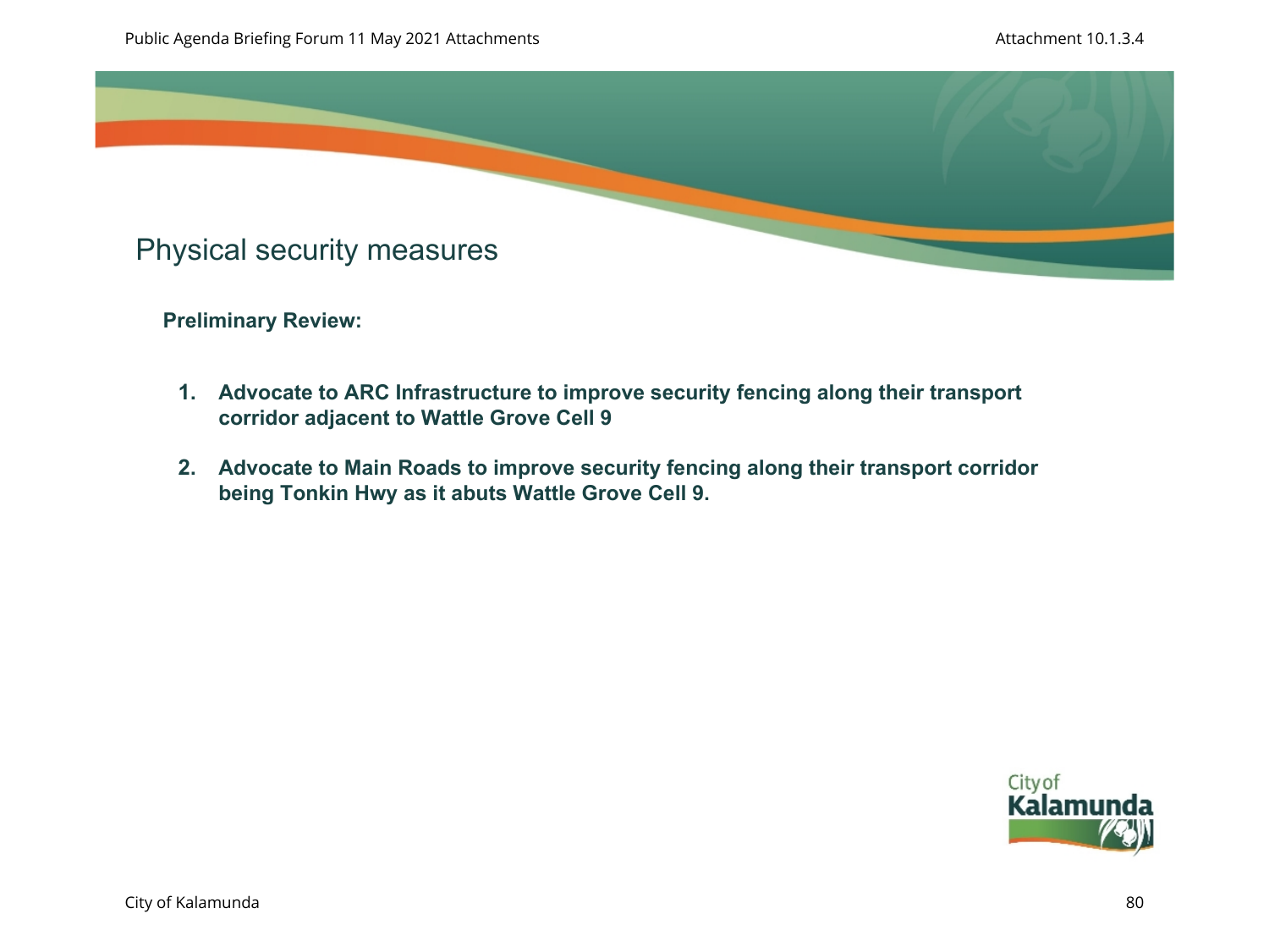# Physical security measures

**Preliminary Review:**

1. **Advocate to ARC Infrastructure to improve security fencing along their transport corridor adjacent to Wattle Grove Cell 9**
2. **Advocate to Main Roads to improve security fencing along their transport corridor being Tonkin Hwy as it abuts Wattle Grove Cell 9.**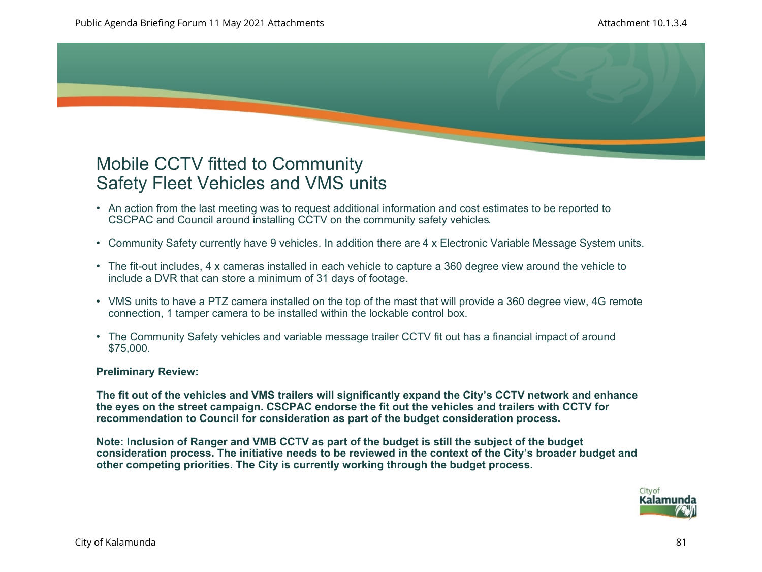# Mobile CCTV fitted to Community Safety Fleet Vehicles and VMS units

- An action from the last meeting was to request additional information and cost estimates to be reported to CSCPAC and Council around installing CCTV on the community safety vehicles.
- Community Safety currently have 9 vehicles. In addition there are 4 x Electronic Variable Message System units.
- The fit-out includes, 4 x cameras installed in each vehicle to capture a 360 degree view around the vehicle to include a DVR that can store a minimum of 31 days of footage.
- VMS units to have a PTZ camera installed on the top of the mast that will provide a 360 degree view, 4G remote connection, 1 tamper camera to be installed within the lockable control box.
- The Community Safety vehicles and variable message trailer CCTV fit out has a financial impact of around $75,000.

**Preliminary Review:**

**The fit out of the vehicles and VMS trailers will significantly expand the City's CCTV network and enhance the eyes on the street campaign. CSCPAC endorse the fit out the vehicles and trailers with CCTV for recommendation to Council for consideration as part of the budget consideration process.**

**Note: Inclusion of Ranger and VMB CCTV as part of the budget is still the subject of the budget consideration process. The initiative needs to be reviewed in the context of the City's broader budget and other competing priorities. The City is currently working through the budget process.**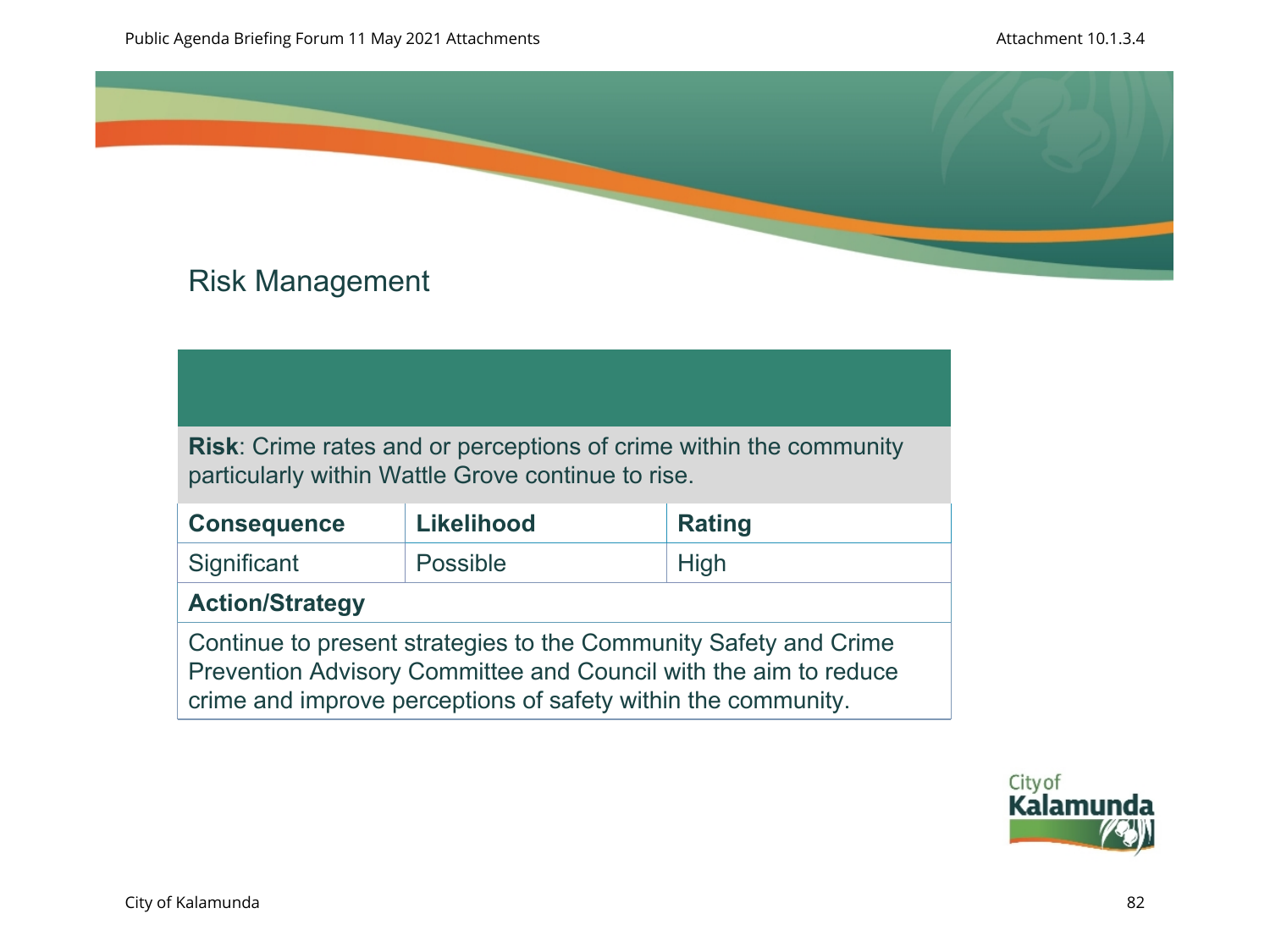# Risk Management

**Risk**: Crime rates and or perceptions of crime within the community particularly within Wattle Grove continue to rise.

| Consequence | Likelihood | Rating |
|---|---|---|
| Significant | Possible | High |

**Action/Strategy**

Continue to present strategies to the Community Safety and Crime Prevention Advisory Committee and Council with the aim to reduce crime and improve perceptions of safety within the community.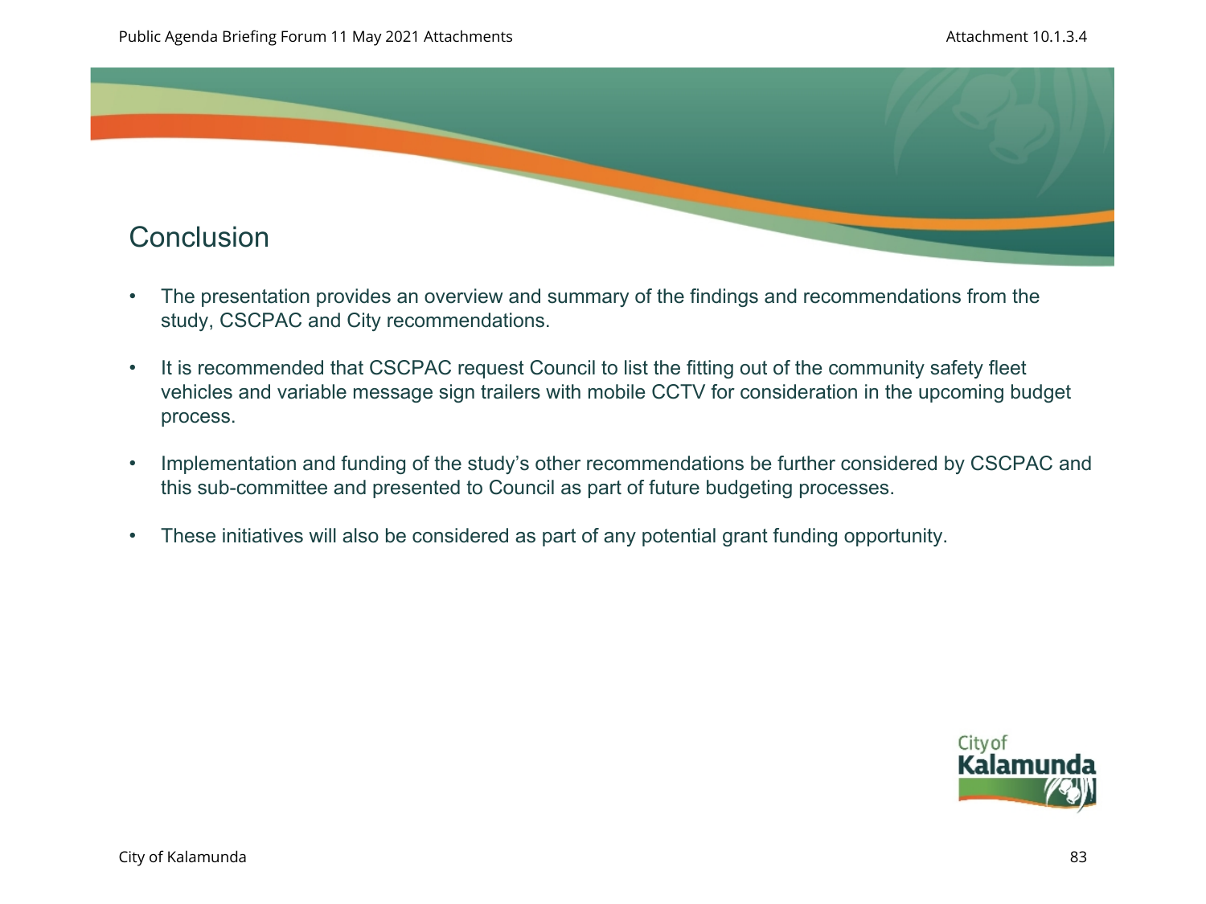# Conclusion

- The presentation provides an overview and summary of the findings and recommendations from the study, CSCPAC and City recommendations.
- It is recommended that CSCPAC request Council to list the fitting out of the community safety fleet vehicles and variable message sign trailers with mobile CCTV for consideration in the upcoming budget process.
- Implementation and funding of the study's other recommendations be further considered by CSCPAC and this sub-committee and presented to Council as part of future budgeting processes.
- These initiatives will also be considered as part of any potential grant funding opportunity.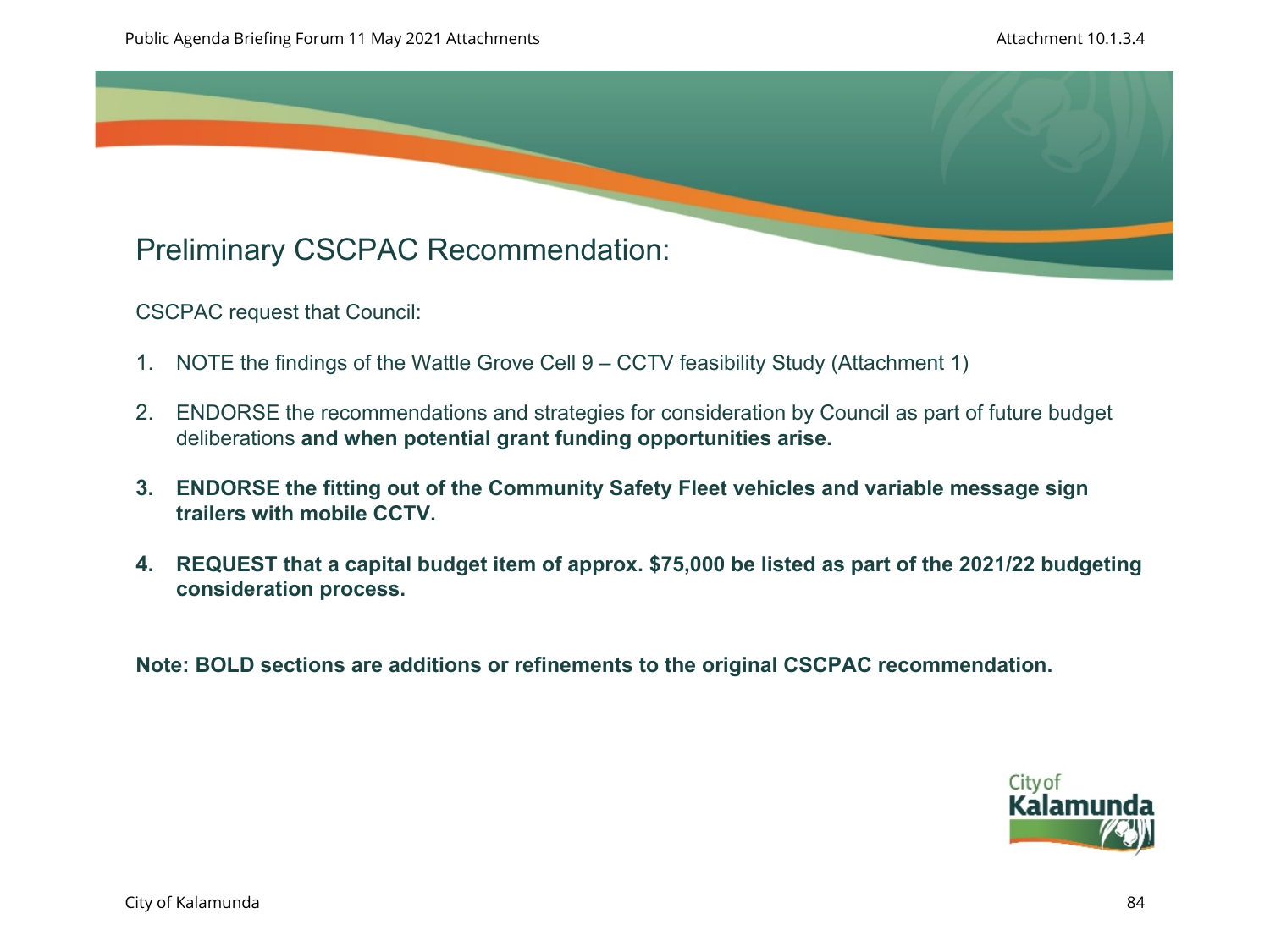# Preliminary CSCPAC Recommendation:

CSCPAC request that Council:

1. NOTE the findings of the Wattle Grove Cell 9 – CCTV feasibility Study (Attachment 1)

2. ENDORSE the recommendations and strategies for consideration by Council as part of future budget deliberations **and when potential grant funding opportunities arise.**

3. **ENDORSE the fitting out of the Community Safety Fleet vehicles and variable message sign trailers with mobile CCTV.**

4. **REQUEST that a capital budget item of approx. $75,000 be listed as part of the 2021/22 budgeting consideration process.**

**Note: BOLD sections are additions or refinements to the original CSCPAC recommendation.**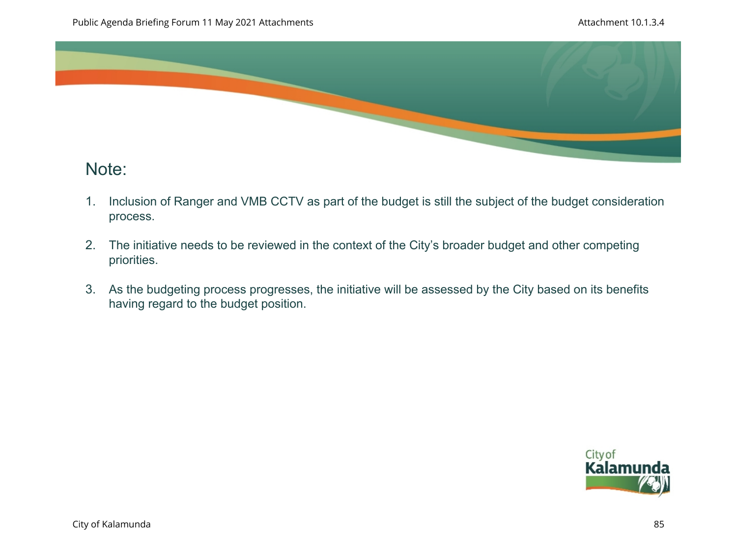## Note:

1. Inclusion of Ranger and VMB CCTV as part of the budget is still the subject of the budget consideration process.

2. The initiative needs to be reviewed in the context of the City's broader budget and other competing priorities.

3. As the budgeting process progresses, the initiative will be assessed by the City based on its benefits having regard to the budget position.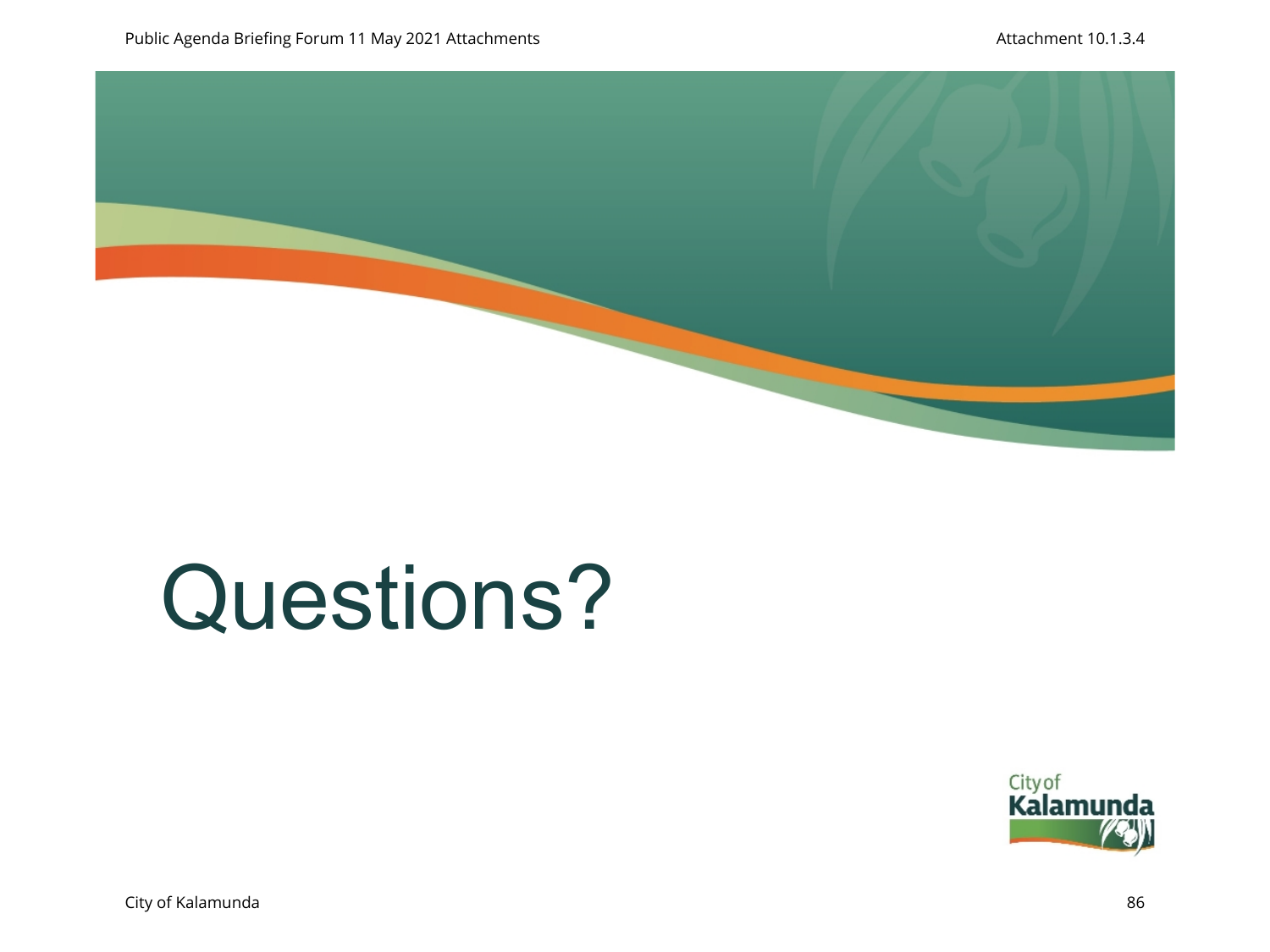# Questions?

City of Kalamunda